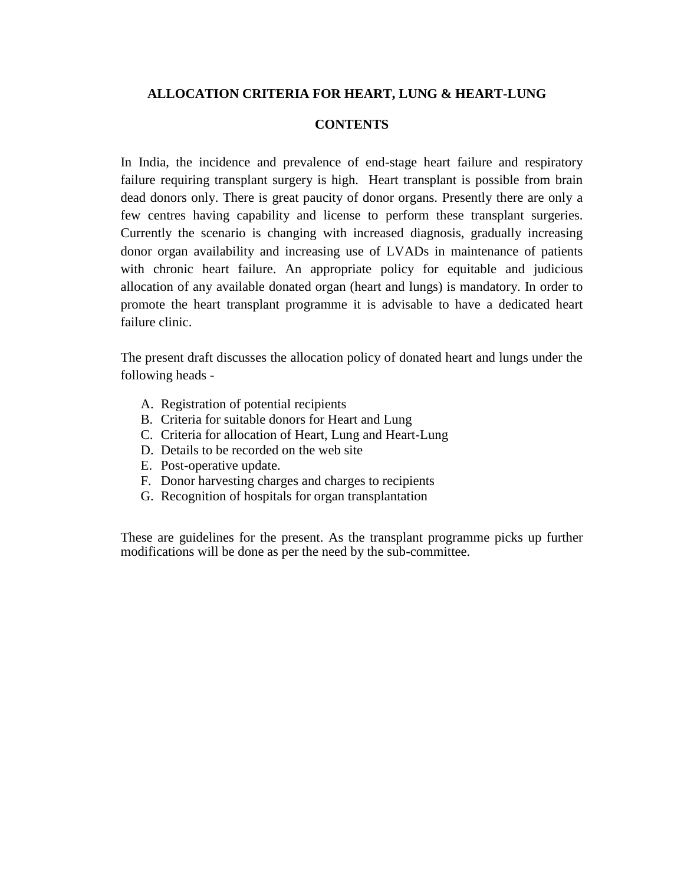## ALLOCATION CRITERIA FOR HEART, LUNG & HEART-LUNG

### CONTENTS

In India, the incidence and prevalence of end-stage heart failure and respiratory failure requiring transplant surgery is high. Heart transplant is possible from brain dead donors only. There is great paucity of donor organs. Presently there are only a few centres having capability and license to perform these transplant surgeries. Currently the scenario is changing with increased diagnosis, gradually increasing donor organ availability and increasing use of LVADs in maintenance of patients with chronic heart failure. An appropriate policy for equitable and judicious allocation of any available donated organ (heart and lungs) is mandatory. In order to promote the heart transplant programme it is advisable to have a dedicated heart failure clinic.

The present draft discusses the allocation policy of donated heart and lungs under the following heads -

A. Registration of potential recipients
B. Criteria for suitable donors for Heart and Lung
C. Criteria for allocation of Heart, Lung and Heart-Lung
D. Details to be recorded on the web site
E. Post-operative update.
F. Donor harvesting charges and charges to recipients
G. Recognition of hospitals for organ transplantation

These are guidelines for the present. As the transplant programme picks up further modifications will be done as per the need by the sub-committee.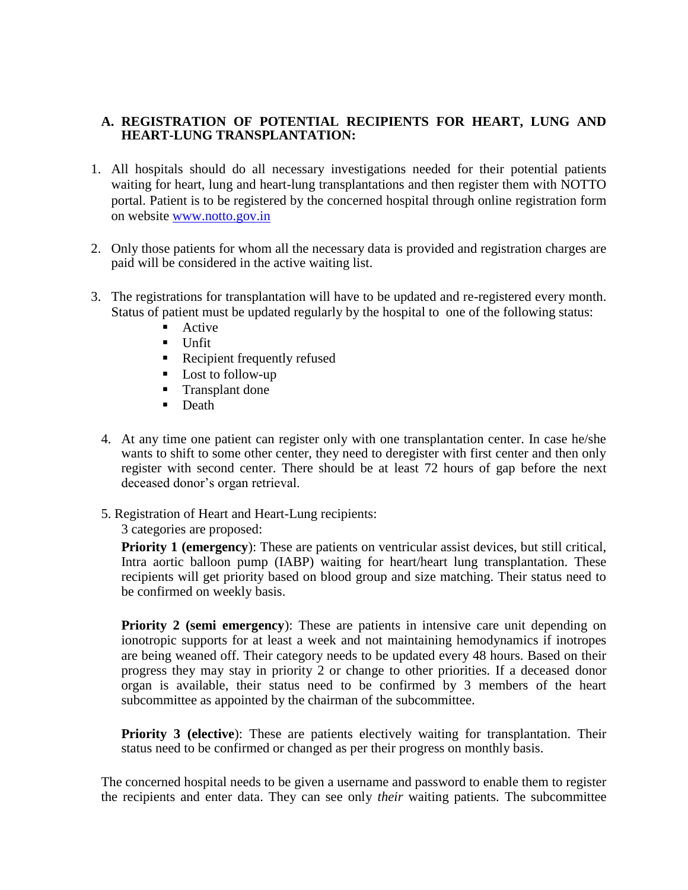## A. REGISTRATION OF POTENTIAL RECIPIENTS FOR HEART, LUNG AND HEART-LUNG TRANSPLANTATION:

1. All hospitals should do all necessary investigations needed for their potential patients waiting for heart, lung and heart-lung transplantations and then register them with NOTTO portal. Patient is to be registered by the concerned hospital through online registration form on website [www.notto.gov.in](http://www.notto.gov.in)

2. Only those patients for whom all the necessary data is provided and registration charges are paid will be considered in the active waiting list.

3. The registrations for transplantation will have to be updated and re-registered every month. Status of patient must be updated regularly by the hospital to one of the following status:
   - Active
   - Unfit
   - Recipient frequently refused
   - Lost to follow-up
   - Transplant done
   - Death

4. At any time one patient can register only with one transplantation center. In case he/she wants to shift to some other center, they need to deregister with first center and then only register with second center. There should be at least 72 hours of gap before the next deceased donor's organ retrieval.

5. Registration of Heart and Heart-Lung recipients:

   3 categories are proposed:

   **Priority 1 (emergency**): These are patients on ventricular assist devices, but still critical, Intra aortic balloon pump (IABP) waiting for heart/heart lung transplantation. These recipients will get priority based on blood group and size matching. Their status need to be confirmed on weekly basis.

   **Priority 2 (semi emergency**): These are patients in intensive care unit depending on ionotropic supports for at least a week and not maintaining hemodynamics if inotropes are being weaned off. Their category needs to be updated every 48 hours. Based on their progress they may stay in priority 2 or change to other priorities. If a deceased donor organ is available, their status need to be confirmed by 3 members of the heart subcommittee as appointed by the chairman of the subcommittee.

   **Priority 3 (elective**): These are patients electively waiting for transplantation. Their status need to be confirmed or changed as per their progress on monthly basis.

The concerned hospital needs to be given a username and password to enable them to register the recipients and enter data. They can see only *their* waiting patients. The subcommittee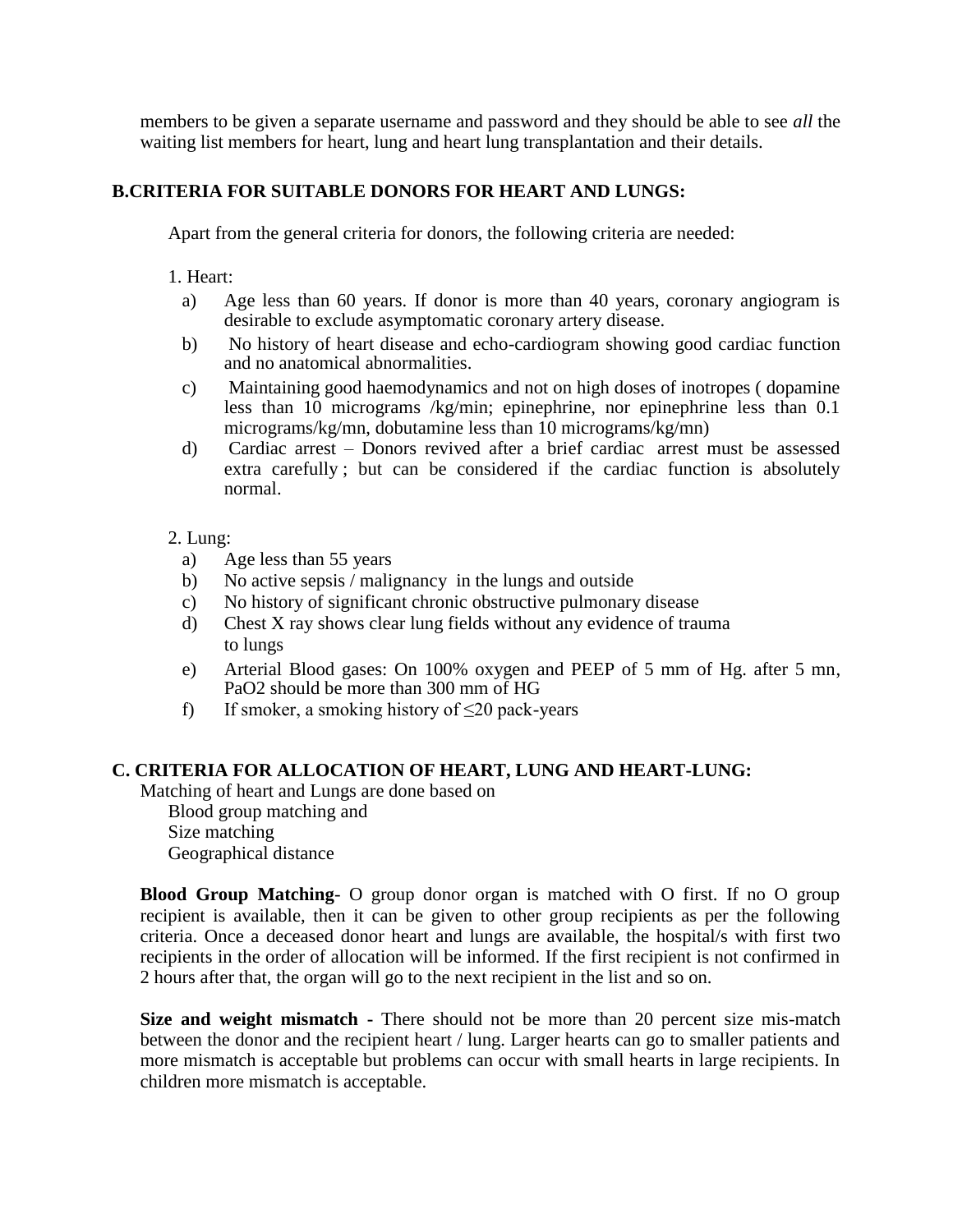members to be given a separate username and password and they should be able to see *all* the waiting list members for heart, lung and heart lung transplantation and their details.

## B.CRITERIA FOR SUITABLE DONORS FOR HEART AND LUNGS:

Apart from the general criteria for donors, the following criteria are needed:

1. Heart:

a) Age less than 60 years. If donor is more than 40 years, coronary angiogram is desirable to exclude asymptomatic coronary artery disease.

b) No history of heart disease and echo-cardiogram showing good cardiac function and no anatomical abnormalities.

c) Maintaining good haemodynamics and not on high doses of inotropes ( dopamine less than 10 micrograms /kg/min; epinephrine, nor epinephrine less than 0.1 micrograms/kg/mn, dobutamine less than 10 micrograms/kg/mn)

d) Cardiac arrest – Donors revived after a brief cardiac arrest must be assessed extra carefully ; but can be considered if the cardiac function is absolutely normal.

2. Lung:

a) Age less than 55 years

b) No active sepsis / malignancy in the lungs and outside

c) No history of significant chronic obstructive pulmonary disease

d) Chest X ray shows clear lung fields without any evidence of trauma to lungs

e) Arterial Blood gases: On 100% oxygen and PEEP of 5 mm of Hg. after 5 mn, PaO2 should be more than 300 mm of HG

f) If smoker, a smoking history of ≤20 pack-years

## C. CRITERIA FOR ALLOCATION OF HEART, LUNG AND HEART-LUNG:

Matching of heart and Lungs are done based on

Blood group matching and
Size matching
Geographical distance

**Blood Group Matching**- O group donor organ is matched with O first. If no O group recipient is available, then it can be given to other group recipients as per the following criteria. Once a deceased donor heart and lungs are available, the hospital/s with first two recipients in the order of allocation will be informed. If the first recipient is not confirmed in 2 hours after that, the organ will go to the next recipient in the list and so on.

**Size and weight mismatch -** There should not be more than 20 percent size mis-match between the donor and the recipient heart / lung. Larger hearts can go to smaller patients and more mismatch is acceptable but problems can occur with small hearts in large recipients. In children more mismatch is acceptable.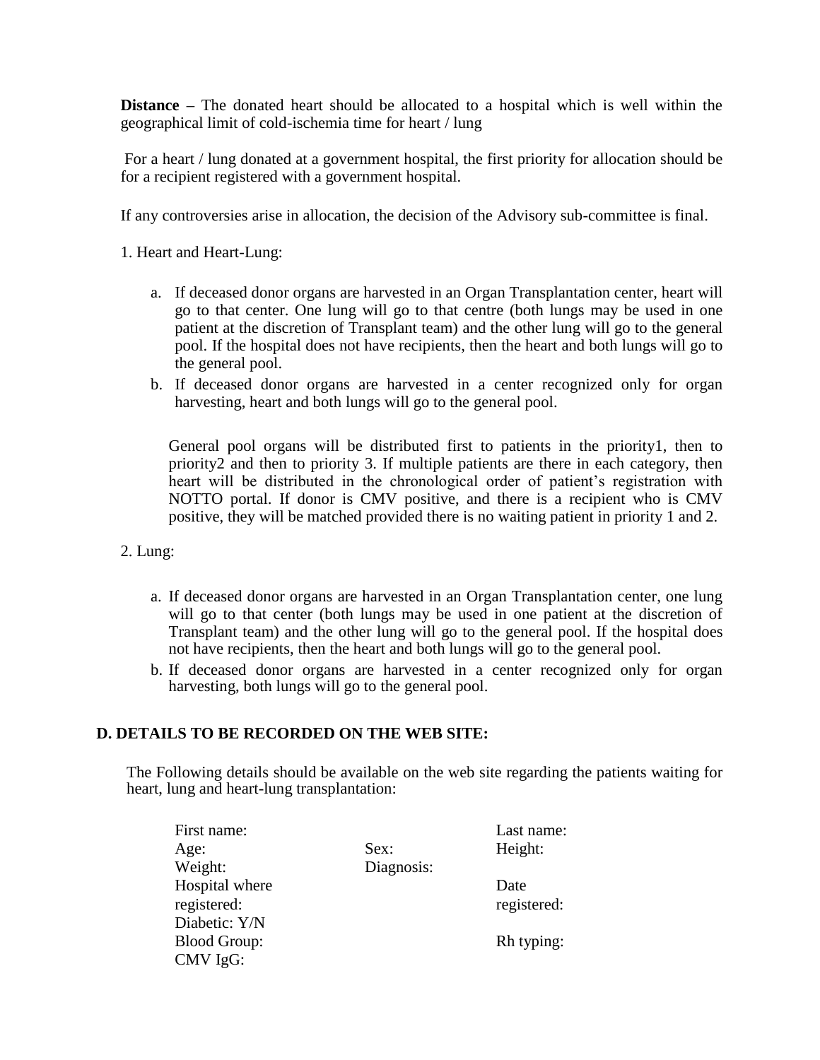**Distance –** The donated heart should be allocated to a hospital which is well within the geographical limit of cold-ischemia time for heart / lung

For a heart / lung donated at a government hospital, the first priority for allocation should be for a recipient registered with a government hospital.

If any controversies arise in allocation, the decision of the Advisory sub-committee is final.

1. Heart and Heart-Lung:

   a. If deceased donor organs are harvested in an Organ Transplantation center, heart will go to that center. One lung will go to that centre (both lungs may be used in one patient at the discretion of Transplant team) and the other lung will go to the general pool. If the hospital does not have recipients, then the heart and both lungs will go to the general pool.
   b. If deceased donor organs are harvested in a center recognized only for organ harvesting, heart and both lungs will go to the general pool.

   General pool organs will be distributed first to patients in the priority1, then to priority2 and then to priority 3. If multiple patients are there in each category, then heart will be distributed in the chronological order of patient's registration with NOTTO portal. If donor is CMV positive, and there is a recipient who is CMV positive, they will be matched provided there is no waiting patient in priority 1 and 2.

2. Lung:

   a. If deceased donor organs are harvested in an Organ Transplantation center, one lung will go to that center (both lungs may be used in one patient at the discretion of Transplant team) and the other lung will go to the general pool. If the hospital does not have recipients, then the heart and both lungs will go to the general pool.
   b. If deceased donor organs are harvested in a center recognized only for organ harvesting, both lungs will go to the general pool.

## D. DETAILS TO BE RECORDED ON THE WEB SITE:

The Following details should be available on the web site regarding the patients waiting for heart, lung and heart-lung transplantation:

| | | |
|---|---|---|
| First name: | | Last name: |
| Age: | Sex: | Height: |
| Weight: | Diagnosis: | |
| Hospital where registered: | | Date registered: |
| Diabetic: Y/N | | |
| Blood Group: | | Rh typing: |
| CMV IgG: | | |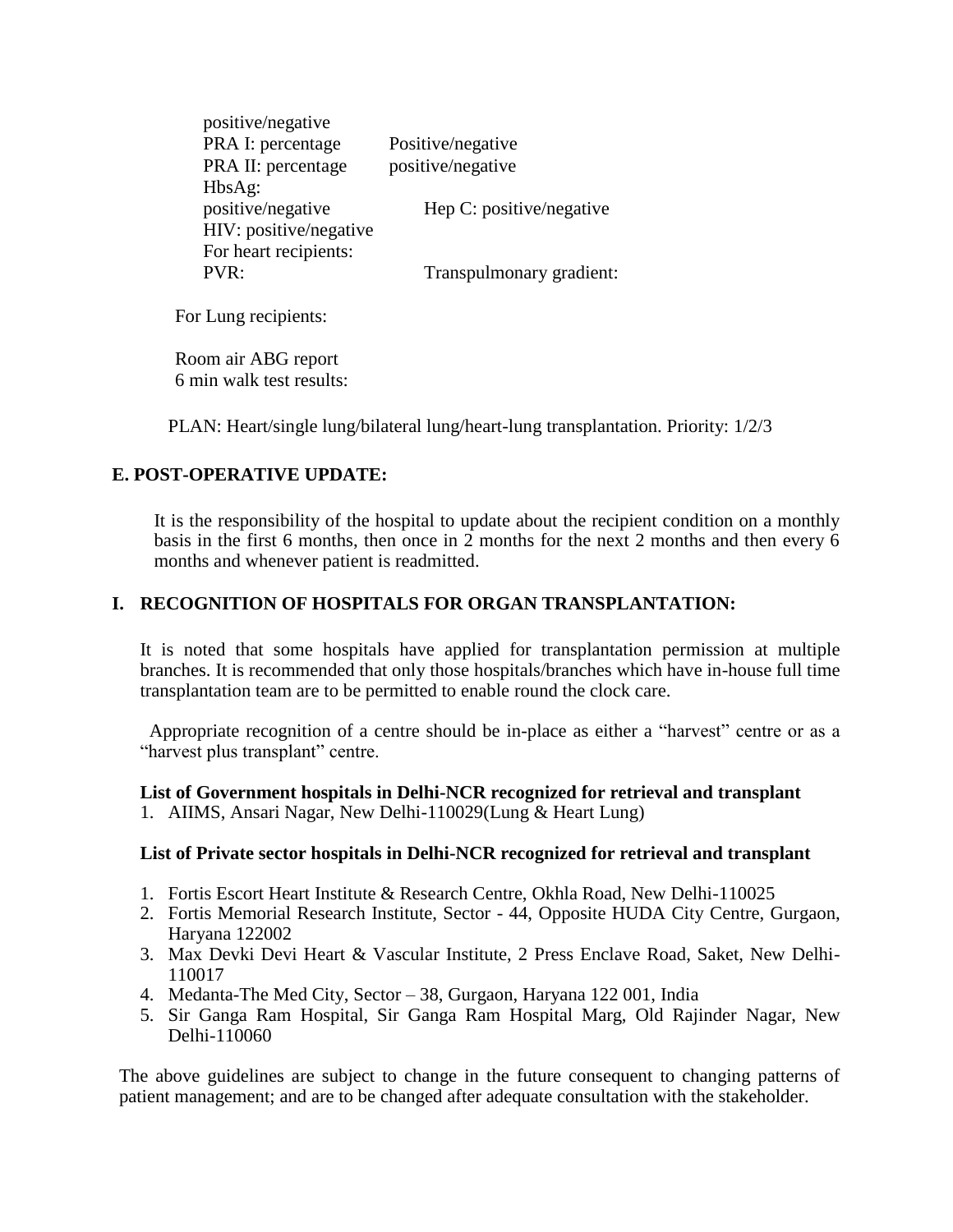positive/negative
PRA I: percentage Positive/negative
PRA II: percentage positive/negative
HbsAg:
positive/negative Hep C: positive/negative
HIV: positive/negative
For heart recipients:
PVR: Transpulmonary gradient:

For Lung recipients:

Room air ABG report
6 min walk test results:

PLAN: Heart/single lung/bilateral lung/heart-lung transplantation. Priority: 1/2/3

## E. POST-OPERATIVE UPDATE:

It is the responsibility of the hospital to update about the recipient condition on a monthly basis in the first 6 months, then once in 2 months for the next 2 months and then every 6 months and whenever patient is readmitted.

## I. RECOGNITION OF HOSPITALS FOR ORGAN TRANSPLANTATION:

It is noted that some hospitals have applied for transplantation permission at multiple branches. It is recommended that only those hospitals/branches which have in-house full time transplantation team are to be permitted to enable round the clock care.

Appropriate recognition of a centre should be in-place as either a "harvest" centre or as a "harvest plus transplant" centre.

**List of Government hospitals in Delhi-NCR recognized for retrieval and transplant**

1. AIIMS, Ansari Nagar, New Delhi-110029(Lung & Heart Lung)

**List of Private sector hospitals in Delhi-NCR recognized for retrieval and transplant**

1. Fortis Escort Heart Institute & Research Centre, Okhla Road, New Delhi-110025
2. Fortis Memorial Research Institute, Sector - 44, Opposite HUDA City Centre, Gurgaon, Haryana 122002
3. Max Devki Devi Heart & Vascular Institute, 2 Press Enclave Road, Saket, New Delhi-110017
4. Medanta-The Med City, Sector – 38, Gurgaon, Haryana 122 001, India
5. Sir Ganga Ram Hospital, Sir Ganga Ram Hospital Marg, Old Rajinder Nagar, New Delhi-110060

The above guidelines are subject to change in the future consequent to changing patterns of patient management; and are to be changed after adequate consultation with the stakeholder.